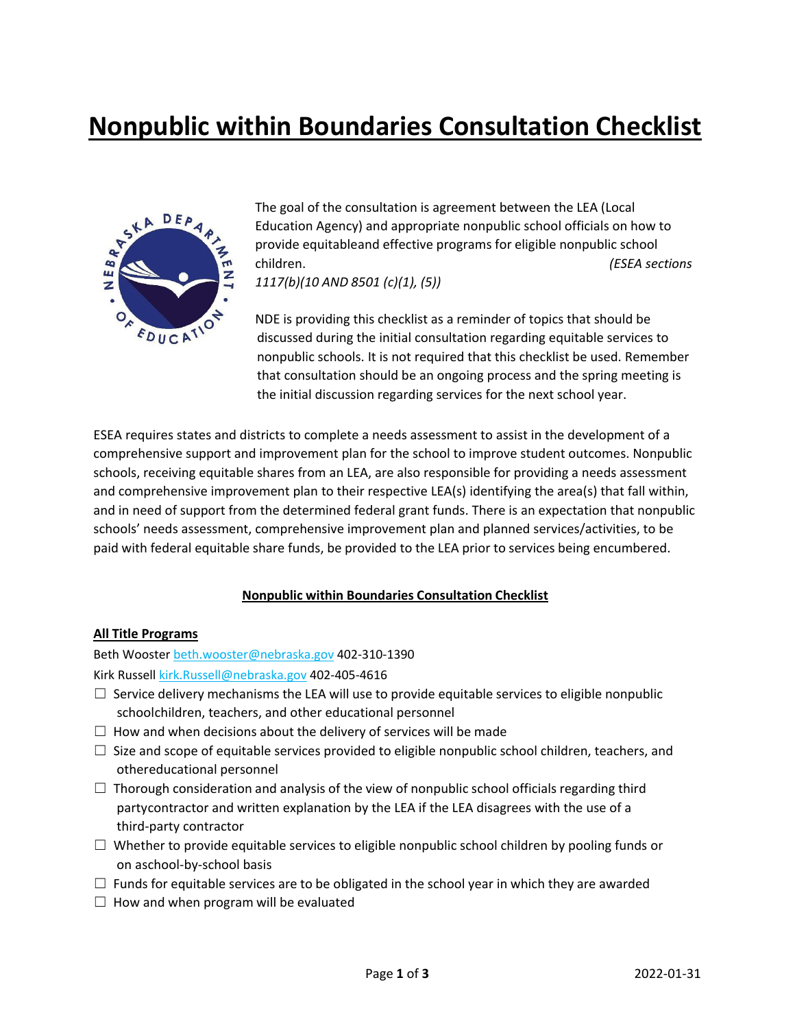# Nonpublic within Boundaries Consultation Checklist

The goal of the consultation is agreement between the LEA (Local Education Agency) and appropriate nonpublic school officials on how to provide equitableand effective programs for eligible nonpublic school children. *(ESEA sections 1117(b)(10 AND 8501 (c)(1), (5))*

NDE is providing this checklist as a reminder of topics that should be discussed during the initial consultation regarding equitable services to nonpublic schools. It is not required that this checklist be used. Remember that consultation should be an ongoing process and the spring meeting is the initial discussion regarding services for the next school year.

ESEA requires states and districts to complete a needs assessment to assist in the development of a comprehensive support and improvement plan for the school to improve student outcomes. Nonpublic schools, receiving equitable shares from an LEA, are also responsible for providing a needs assessment and comprehensive improvement plan to their respective LEA(s) identifying the area(s) that fall within, and in need of support from the determined federal grant funds. There is an expectation that nonpublic schools' needs assessment, comprehensive improvement plan and planned services/activities, to be paid with federal equitable share funds, be provided to the LEA prior to services being encumbered.

## Nonpublic within Boundaries Consultation Checklist

### All Title Programs

Beth Wooster beth.wooster@nebraska.gov 402-310-1390

Kirk Russell kirk.Russell@nebraska.gov 402-405-4616

- ☐ Service delivery mechanisms the LEA will use to provide equitable services to eligible nonpublic schoolchildren, teachers, and other educational personnel
- ☐ How and when decisions about the delivery of services will be made
- ☐ Size and scope of equitable services provided to eligible nonpublic school children, teachers, and othereducational personnel
- ☐ Thorough consideration and analysis of the view of nonpublic school officials regarding third partycontractor and written explanation by the LEA if the LEA disagrees with the use of a third-party contractor
- ☐ Whether to provide equitable services to eligible nonpublic school children by pooling funds or on aschool-by-school basis
- ☐ Funds for equitable services are to be obligated in the school year in which they are awarded
- ☐ How and when program will be evaluated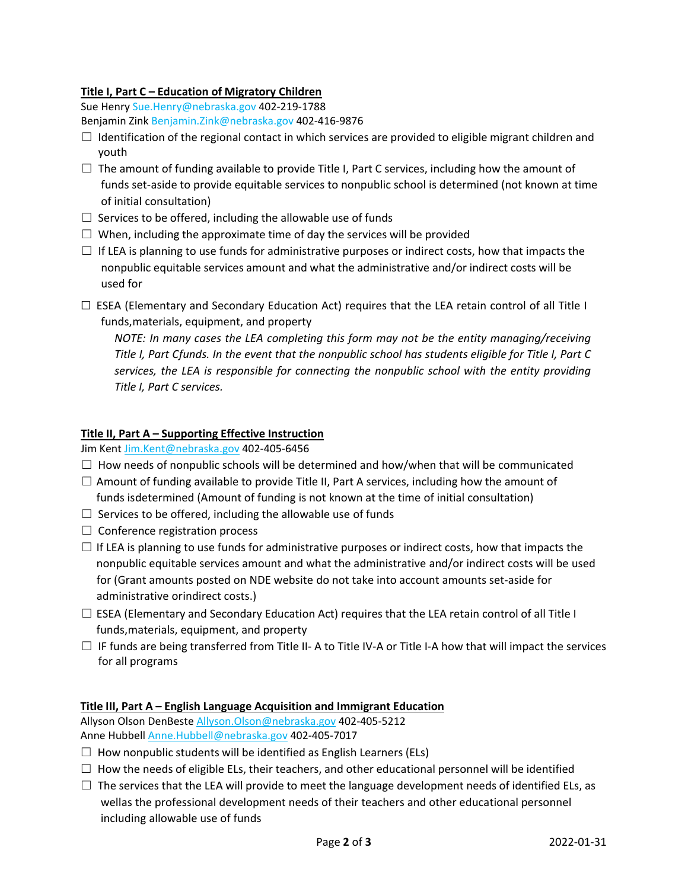**Title I, Part C – Education of Migratory Children**

Sue Henry Sue.Henry@nebraska.gov 402-219-1788
Benjamin Zink Benjamin.Zink@nebraska.gov 402-416-9876

- ☐ Identification of the regional contact in which services are provided to eligible migrant children and youth
- ☐ The amount of funding available to provide Title I, Part C services, including how the amount of funds set-aside to provide equitable services to nonpublic school is determined (not known at time of initial consultation)
- ☐ Services to be offered, including the allowable use of funds
- ☐ When, including the approximate time of day the services will be provided
- ☐ If LEA is planning to use funds for administrative purposes or indirect costs, how that impacts the nonpublic equitable services amount and what the administrative and/or indirect costs will be used for
- ☐ ESEA (Elementary and Secondary Education Act) requires that the LEA retain control of all Title I funds,materials, equipment, and property

  *NOTE: In many cases the LEA completing this form may not be the entity managing/receiving Title I, Part Cfunds. In the event that the nonpublic school has students eligible for Title I, Part C services, the LEA is responsible for connecting the nonpublic school with the entity providing Title I, Part C services.*

**Title II, Part A – Supporting Effective Instruction**

Jim Kent Jim.Kent@nebraska.gov 402-405-6456

- ☐ How needs of nonpublic schools will be determined and how/when that will be communicated
- ☐ Amount of funding available to provide Title II, Part A services, including how the amount of funds isdetermined (Amount of funding is not known at the time of initial consultation)
- ☐ Services to be offered, including the allowable use of funds
- ☐ Conference registration process
- ☐ If LEA is planning to use funds for administrative purposes or indirect costs, how that impacts the nonpublic equitable services amount and what the administrative and/or indirect costs will be used for (Grant amounts posted on NDE website do not take into account amounts set-aside for administrative orindirect costs.)
- ☐ ESEA (Elementary and Secondary Education Act) requires that the LEA retain control of all Title I funds,materials, equipment, and property
- ☐ IF funds are being transferred from Title II- A to Title IV-A or Title I-A how that will impact the services for all programs

**Title III, Part A – English Language Acquisition and Immigrant Education**

Allyson Olson DenBeste Allyson.Olson@nebraska.gov 402-405-5212
Anne Hubbell Anne.Hubbell@nebraska.gov 402-405-7017

- ☐ How nonpublic students will be identified as English Learners (ELs)
- ☐ How the needs of eligible ELs, their teachers, and other educational personnel will be identified
- ☐ The services that the LEA will provide to meet the language development needs of identified ELs, as wellas the professional development needs of their teachers and other educational personnel including allowable use of funds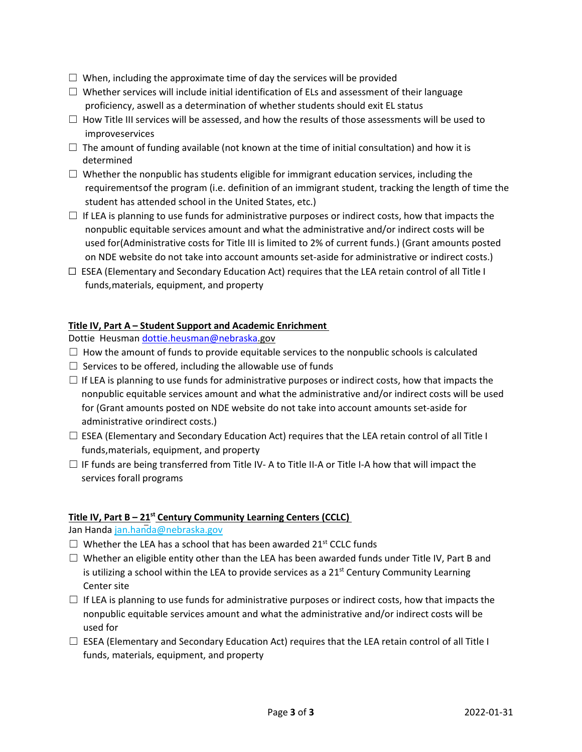- ☐ When, including the approximate time of day the services will be provided
- ☐ Whether services will include initial identification of ELs and assessment of their language proficiency, aswell as a determination of whether students should exit EL status
- ☐ How Title III services will be assessed, and how the results of those assessments will be used to improveservices
- ☐ The amount of funding available (not known at the time of initial consultation) and how it is determined
- ☐ Whether the nonpublic has students eligible for immigrant education services, including the requirementsof the program (i.e. definition of an immigrant student, tracking the length of time the student has attended school in the United States, etc.)
- ☐ If LEA is planning to use funds for administrative purposes or indirect costs, how that impacts the nonpublic equitable services amount and what the administrative and/or indirect costs will be used for(Administrative costs for Title III is limited to 2% of current funds.) (Grant amounts posted on NDE website do not take into account amounts set-aside for administrative or indirect costs.)
- ☐ ESEA (Elementary and Secondary Education Act) requires that the LEA retain control of all Title I funds,materials, equipment, and property

**Title IV, Part A – Student Support and Academic Enrichment**

Dottie Heusman dottie.heusman@nebraska.gov

- ☐ How the amount of funds to provide equitable services to the nonpublic schools is calculated
- ☐ Services to be offered, including the allowable use of funds
- ☐ If LEA is planning to use funds for administrative purposes or indirect costs, how that impacts the nonpublic equitable services amount and what the administrative and/or indirect costs will be used for (Grant amounts posted on NDE website do not take into account amounts set-aside for administrative orindirect costs.)
- ☐ ESEA (Elementary and Secondary Education Act) requires that the LEA retain control of all Title I funds,materials, equipment, and property
- ☐ IF funds are being transferred from Title IV- A to Title II-A or Title I-A how that will impact the services forall programs

**Title IV, Part B – 21st Century Community Learning Centers (CCLC)**

Jan Handa jan.handa@nebraska.gov

- ☐ Whether the LEA has a school that has been awarded 21st CCLC funds
- ☐ Whether an eligible entity other than the LEA has been awarded funds under Title IV, Part B and is utilizing a school within the LEA to provide services as a 21st Century Community Learning Center site
- ☐ If LEA is planning to use funds for administrative purposes or indirect costs, how that impacts the nonpublic equitable services amount and what the administrative and/or indirect costs will be used for
- ☐ ESEA (Elementary and Secondary Education Act) requires that the LEA retain control of all Title I funds, materials, equipment, and property

2022-01-31